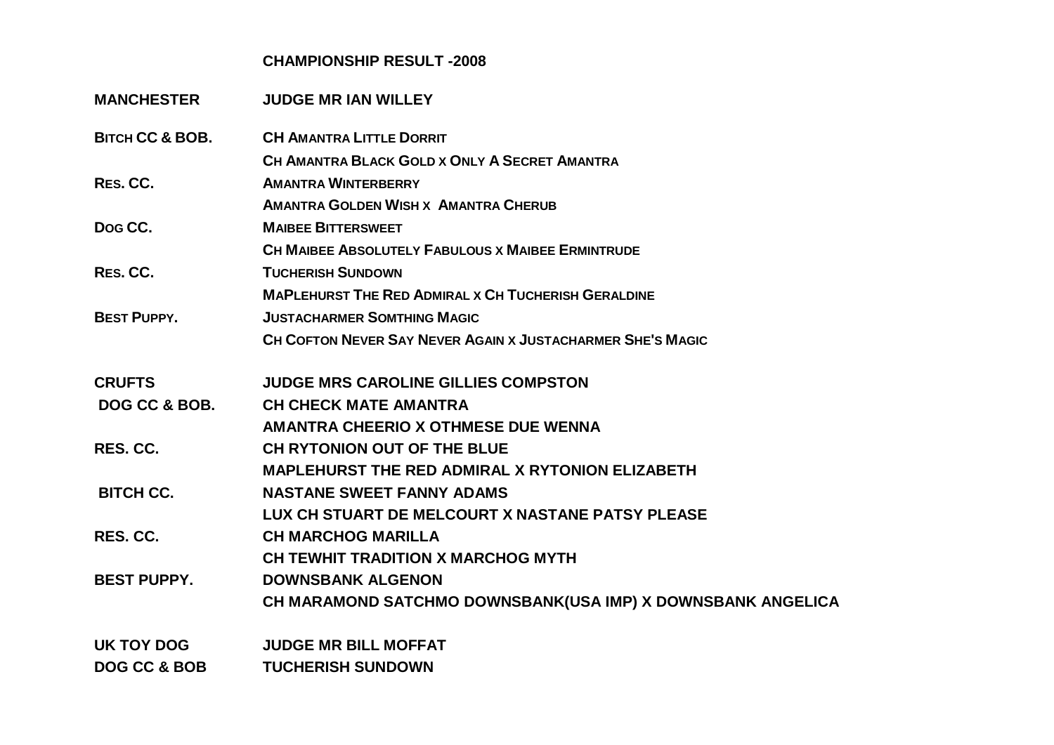# CHAMPIONSHIP RESULT -2008

| | |
|---|---|
| **MANCHESTER** | **JUDGE MR IAN WILLEY** |
| **BITCH CC & BOB.** | **CH AMANTRA LITTLE DORRIT** |
| | **CH AMANTRA BLACK GOLD X ONLY A SECRET AMANTRA** |
| **RES. CC.** | **AMANTRA WINTERBERRY** |
| | **AMANTRA GOLDEN WISH X AMANTRA CHERUB** |
| **DOG CC.** | **MAIBEE BITTERSWEET** |
| | **CH MAIBEE ABSOLUTELY FABULOUS X MAIBEE ERMINTRUDE** |
| **RES. CC.** | **TUCHERISH SUNDOWN** |
| | **MAPLEHURST THE RED ADMIRAL X CH TUCHERISH GERALDINE** |
| **BEST PUPPY.** | **JUSTACHARMER SOMTHING MAGIC** |
| | **CH COFTON NEVER SAY NEVER AGAIN X JUSTACHARMER SHE'S MAGIC** |

| | |
|---|---|
| **CRUFTS** | **JUDGE MRS CAROLINE GILLIES COMPSTON** |
| **DOG CC & BOB.** | **CH CHECK MATE AMANTRA** |
| | **AMANTRA CHEERIO X OTHMESE DUE WENNA** |
| **RES. CC.** | **CH RYTONION OUT OF THE BLUE** |
| | **MAPLEHURST THE RED ADMIRAL X RYTONION ELIZABETH** |
| **BITCH CC.** | **NASTANE SWEET FANNY ADAMS** |
| | **LUX CH STUART DE MELCOURT X NASTANE PATSY PLEASE** |
| **RES. CC.** | **CH MARCHOG MARILLA** |
| | **CH TEWHIT TRADITION X MARCHOG MYTH** |
| **BEST PUPPY.** | **DOWNSBANK ALGENON** |
| | **CH MARAMOND SATCHMO DOWNSBANK(USA IMP) X DOWNSBANK ANGELICA** |

| | |
|---|---|
| **UK TOY DOG** | **JUDGE MR BILL MOFFAT** |
| **DOG CC & BOB** | **TUCHERISH SUNDOWN** |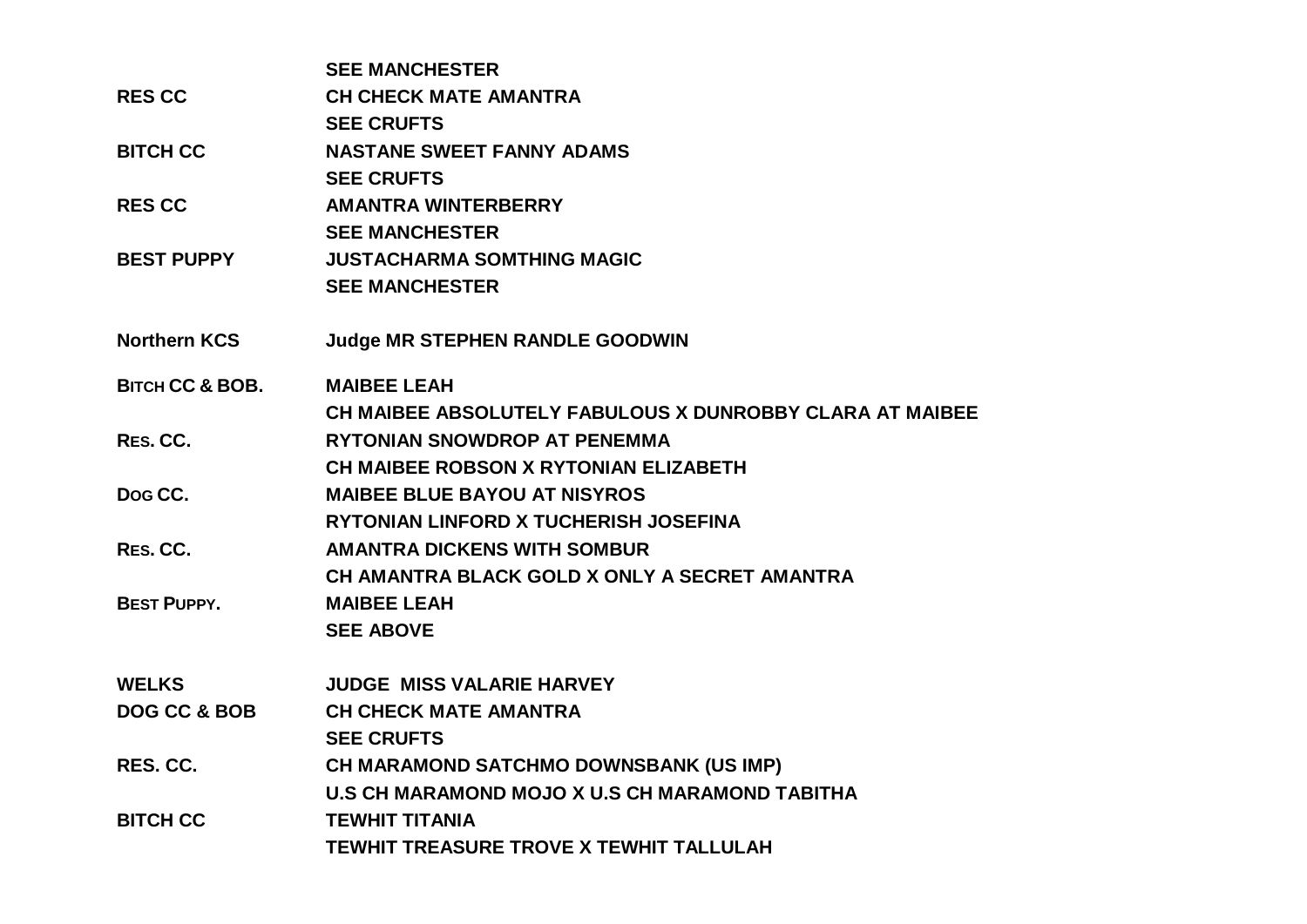| | |
|---|---|
| | **SEE MANCHESTER** |
| **RES CC** | **CH CHECK MATE AMANTRA** |
| | **SEE CRUFTS** |
| **BITCH CC** | **NASTANE SWEET FANNY ADAMS** |
| | **SEE CRUFTS** |
| **RES CC** | **AMANTRA WINTERBERRY** |
| | **SEE MANCHESTER** |
| **BEST PUPPY** | **JUSTACHARMA SOMTHING MAGIC** |
| | **SEE MANCHESTER** |

| | |
|---|---|
| **Northern KCS** | **Judge MR STEPHEN RANDLE GOODWIN** |
| **BITCH CC & BOB.** | **MAIBEE LEAH** |
| | **CH MAIBEE ABSOLUTELY FABULOUS X DUNROBBY CLARA AT MAIBEE** |
| **RES. CC.** | **RYTONIAN SNOWDROP AT PENEMMA** |
| | **CH MAIBEE ROBSON X RYTONIAN ELIZABETH** |
| **DOG CC.** | **MAIBEE BLUE BAYOU AT NISYROS** |
| | **RYTONIAN LINFORD X TUCHERISH JOSEFINA** |
| **RES. CC.** | **AMANTRA DICKENS WITH SOMBUR** |
| | **CH AMANTRA BLACK GOLD X ONLY A SECRET AMANTRA** |
| **BEST PUPPY.** | **MAIBEE LEAH** |
| | **SEE ABOVE** |

| | |
|---|---|
| **WELKS** | **JUDGE MISS VALARIE HARVEY** |
| **DOG CC & BOB** | **CH CHECK MATE AMANTRA** |
| | **SEE CRUFTS** |
| **RES. CC.** | **CH MARAMOND SATCHMO DOWNSBANK (US IMP)** |
| | **U.S CH MARAMOND MOJO X U.S CH MARAMOND TABITHA** |
| **BITCH CC** | **TEWHIT TITANIA** |
| | **TEWHIT TREASURE TROVE X TEWHIT TALLULAH** |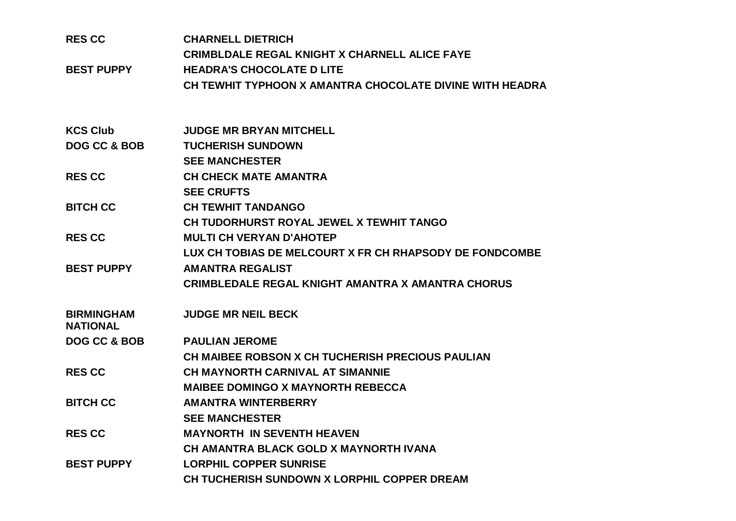| | |
|---|---|
| **RES CC** | **CHARNELL DIETRICH** |
| | **CRIMBLDALE REGAL KNIGHT X CHARNELL ALICE FAYE** |
| **BEST PUPPY** | **HEADRA'S CHOCOLATE D LITE** |
| | **CH TEWHIT TYPHOON X AMANTRA CHOCOLATE DIVINE WITH HEADRA** |

| | |
|---|---|
| **KCS Club** | **JUDGE MR BRYAN MITCHELL** |
| **DOG CC & BOB** | **TUCHERISH SUNDOWN** |
| | **SEE MANCHESTER** |
| **RES CC** | **CH CHECK MATE AMANTRA** |
| | **SEE CRUFTS** |
| **BITCH CC** | **CH TEWHIT TANDANGO** |
| | **CH TUDORHURST ROYAL JEWEL X TEWHIT TANGO** |
| **RES CC** | **MULTI CH VERYAN D'AHOTEP** |
| | **LUX CH TOBIAS DE MELCOURT X FR CH RHAPSODY DE FONDCOMBE** |
| **BEST PUPPY** | **AMANTRA REGALIST** |
| | **CRIMBLEDALE REGAL KNIGHT AMANTRA X AMANTRA CHORUS** |

| | |
|---|---|
| **BIRMINGHAM NATIONAL** | **JUDGE MR NEIL BECK** |
| **DOG CC & BOB** | **PAULIAN JEROME** |
| | **CH MAIBEE ROBSON X CH TUCHERISH PRECIOUS PAULIAN** |
| **RES CC** | **CH MAYNORTH CARNIVAL AT SIMANNIE** |
| | **MAIBEE DOMINGO X MAYNORTH REBECCA** |
| **BITCH CC** | **AMANTRA WINTERBERRY** |
| | **SEE MANCHESTER** |
| **RES CC** | **MAYNORTH IN SEVENTH HEAVEN** |
| | **CH AMANTRA BLACK GOLD X MAYNORTH IVANA** |
| **BEST PUPPY** | **LORPHIL COPPER SUNRISE** |
| | **CH TUCHERISH SUNDOWN X LORPHIL COPPER DREAM** |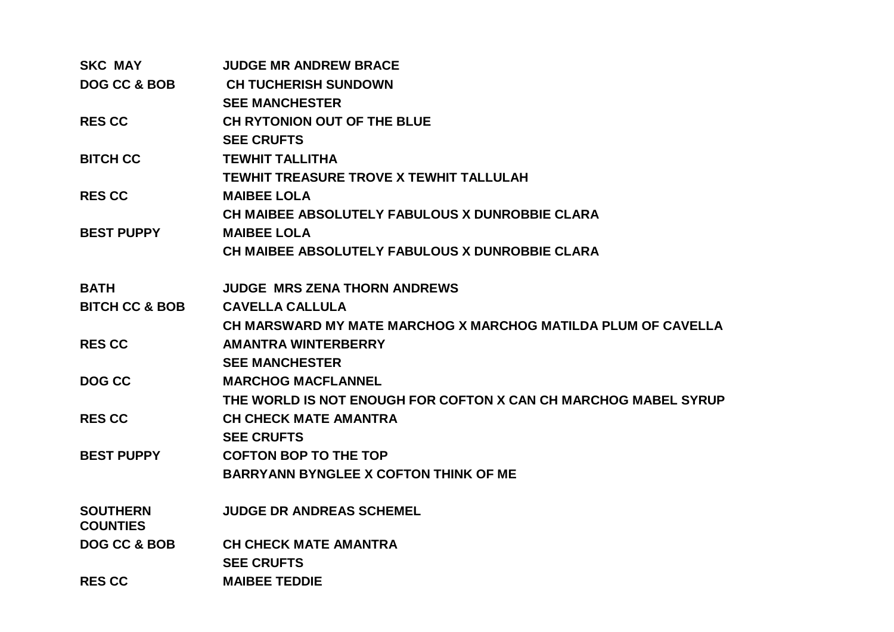| | |
|---|---|
| **SKC MAY** | **JUDGE MR ANDREW BRACE** |
| **DOG CC & BOB** | **CH TUCHERISH SUNDOWN** |
| | **SEE MANCHESTER** |
| **RES CC** | **CH RYTONION OUT OF THE BLUE** |
| | **SEE CRUFTS** |
| **BITCH CC** | **TEWHIT TALLITHA** |
| | **TEWHIT TREASURE TROVE X TEWHIT TALLULAH** |
| **RES CC** | **MAIBEE LOLA** |
| | **CH MAIBEE ABSOLUTELY FABULOUS X DUNROBBIE CLARA** |
| **BEST PUPPY** | **MAIBEE LOLA** |
| | **CH MAIBEE ABSOLUTELY FABULOUS X DUNROBBIE CLARA** |
| | |
| **BATH** | **JUDGE MRS ZENA THORN ANDREWS** |
| **BITCH CC & BOB** | **CAVELLA CALLULA** |
| | **CH MARSWARD MY MATE MARCHOG X MARCHOG MATILDA PLUM OF CAVELLA** |
| **RES CC** | **AMANTRA WINTERBERRY** |
| | **SEE MANCHESTER** |
| **DOG CC** | **MARCHOG MACFLANNEL** |
| | **THE WORLD IS NOT ENOUGH FOR COFTON X CAN CH MARCHOG MABEL SYRUP** |
| **RES CC** | **CH CHECK MATE AMANTRA** |
| | **SEE CRUFTS** |
| **BEST PUPPY** | **COFTON BOP TO THE TOP** |
| | **BARRYANN BYNGLEE X COFTON THINK OF ME** |
| | |
| **SOUTHERN COUNTIES** | **JUDGE DR ANDREAS SCHEMEL** |
| **DOG CC & BOB** | **CH CHECK MATE AMANTRA** |
| | **SEE CRUFTS** |
| **RES CC** | **MAIBEE TEDDIE** |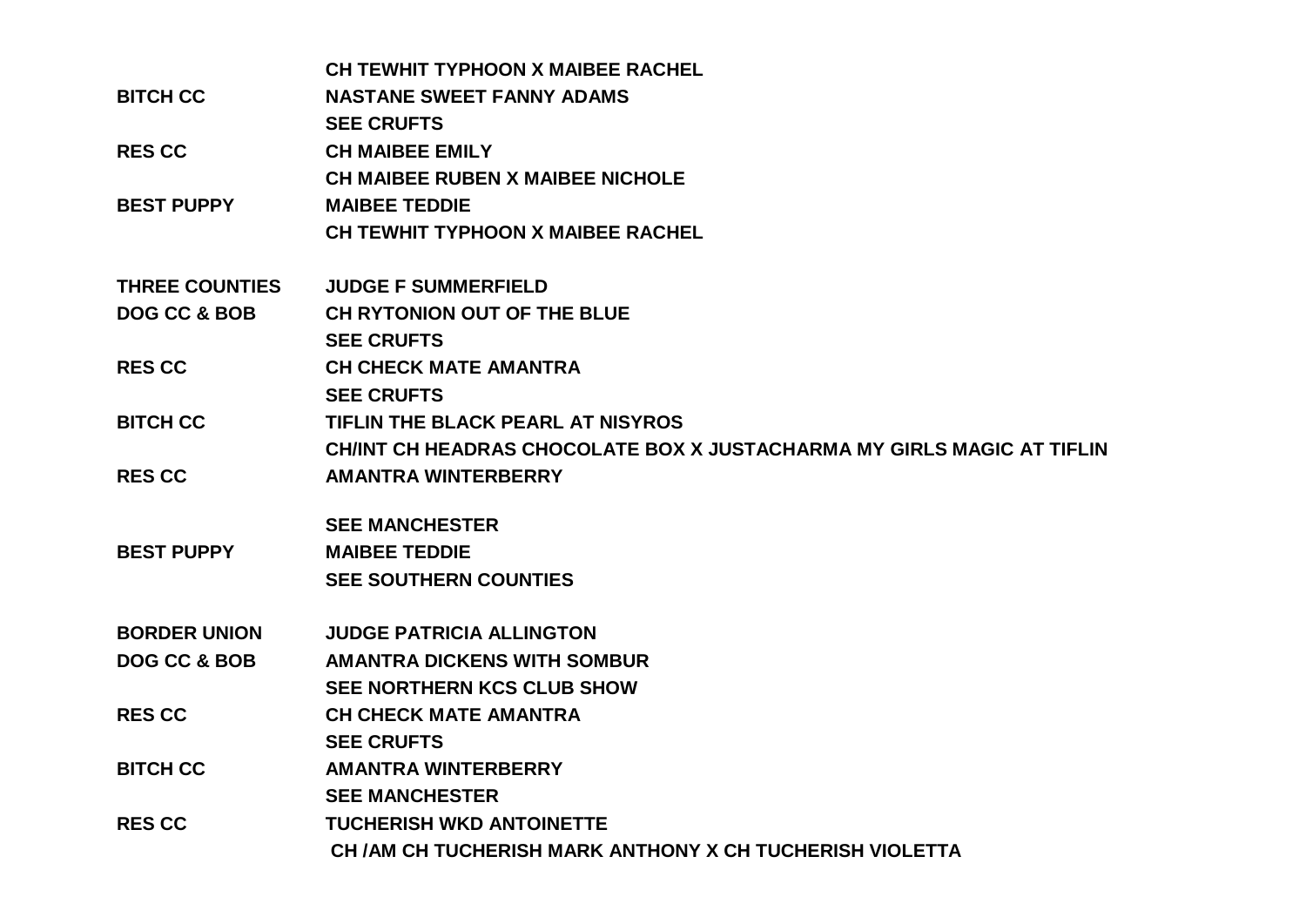| | |
|---|---|
| | **CH TEWHIT TYPHOON X MAIBEE RACHEL** |
| **BITCH CC** | **NASTANE SWEET FANNY ADAMS** |
| | **SEE CRUFTS** |
| **RES CC** | **CH MAIBEE EMILY** |
| | **CH MAIBEE RUBEN X MAIBEE NICHOLE** |
| **BEST PUPPY** | **MAIBEE TEDDIE** |
| | **CH TEWHIT TYPHOON X MAIBEE RACHEL** |
| | |
| **THREE COUNTIES** | **JUDGE F SUMMERFIELD** |
| **DOG CC & BOB** | **CH RYTONION OUT OF THE BLUE** |
| | **SEE CRUFTS** |
| **RES CC** | **CH CHECK MATE AMANTRA** |
| | **SEE CRUFTS** |
| **BITCH CC** | **TIFLIN THE BLACK PEARL AT NISYROS** |
| | **CH/INT CH HEADRAS CHOCOLATE BOX X JUSTACHARMA MY GIRLS MAGIC AT TIFLIN** |
| **RES CC** | **AMANTRA WINTERBERRY** |
| | **SEE MANCHESTER** |
| **BEST PUPPY** | **MAIBEE TEDDIE** |
| | **SEE SOUTHERN COUNTIES** |
| | |
| **BORDER UNION** | **JUDGE PATRICIA ALLINGTON** |
| **DOG CC & BOB** | **AMANTRA DICKENS WITH SOMBUR** |
| | **SEE NORTHERN KCS CLUB SHOW** |
| **RES CC** | **CH CHECK MATE AMANTRA** |
| | **SEE CRUFTS** |
| **BITCH CC** | **AMANTRA WINTERBERRY** |
| | **SEE MANCHESTER** |
| **RES CC** | **TUCHERISH WKD ANTOINETTE** |
| | **CH /AM CH TUCHERISH MARK ANTHONY X CH TUCHERISH VIOLETTA** |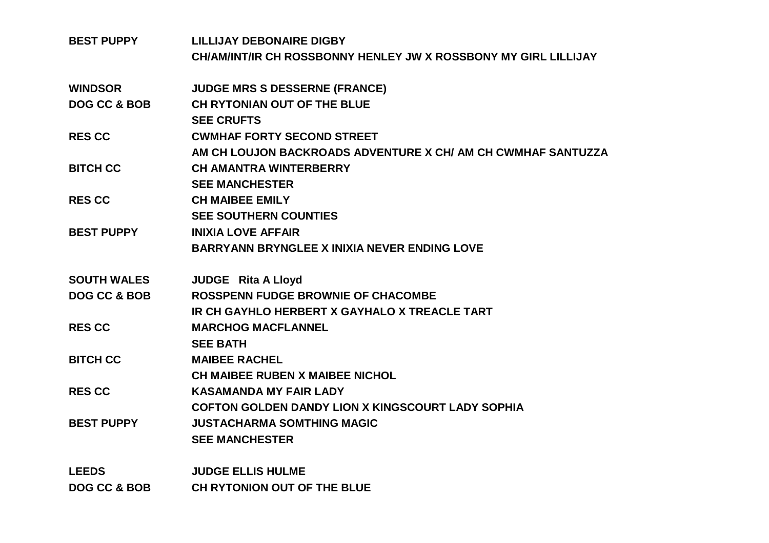| | |
|---|---|
| **BEST PUPPY** | **LILLIJAY DEBONAIRE DIGBY** |
| | **CH/AM/INT/IR CH ROSSBONNY HENLEY JW X ROSSBONY MY GIRL LILLIJAY** |
| | |
| **WINDSOR** | **JUDGE MRS S DESSERNE (FRANCE)** |
| **DOG CC & BOB** | **CH RYTONIAN OUT OF THE BLUE** |
| | **SEE CRUFTS** |
| **RES CC** | **CWMHAF FORTY SECOND STREET** |
| | **AM CH LOUJON BACKROADS ADVENTURE X CH/ AM CH CWMHAF SANTUZZA** |
| **BITCH CC** | **CH AMANTRA WINTERBERRY** |
| | **SEE MANCHESTER** |
| **RES CC** | **CH MAIBEE EMILY** |
| | **SEE SOUTHERN COUNTIES** |
| **BEST PUPPY** | **INIXIA LOVE AFFAIR** |
| | **BARRYANN BRYNGLEE X INIXIA NEVER ENDING LOVE** |
| | |
| **SOUTH WALES** | **JUDGE Rita A Lloyd** |
| **DOG CC & BOB** | **ROSSPENN FUDGE BROWNIE OF CHACOMBE** |
| | **IR CH GAYHLO HERBERT X GAYHALO X TREACLE TART** |
| **RES CC** | **MARCHOG MACFLANNEL** |
| | **SEE BATH** |
| **BITCH CC** | **MAIBEE RACHEL** |
| | **CH MAIBEE RUBEN X MAIBEE NICHOL** |
| **RES CC** | **KASAMANDA MY FAIR LADY** |
| | **COFTON GOLDEN DANDY LION X KINGSCOURT LADY SOPHIA** |
| **BEST PUPPY** | **JUSTACHARMA SOMTHING MAGIC** |
| | **SEE MANCHESTER** |
| | |
| **LEEDS** | **JUDGE ELLIS HULME** |
| **DOG CC & BOB** | **CH RYTONION OUT OF THE BLUE** |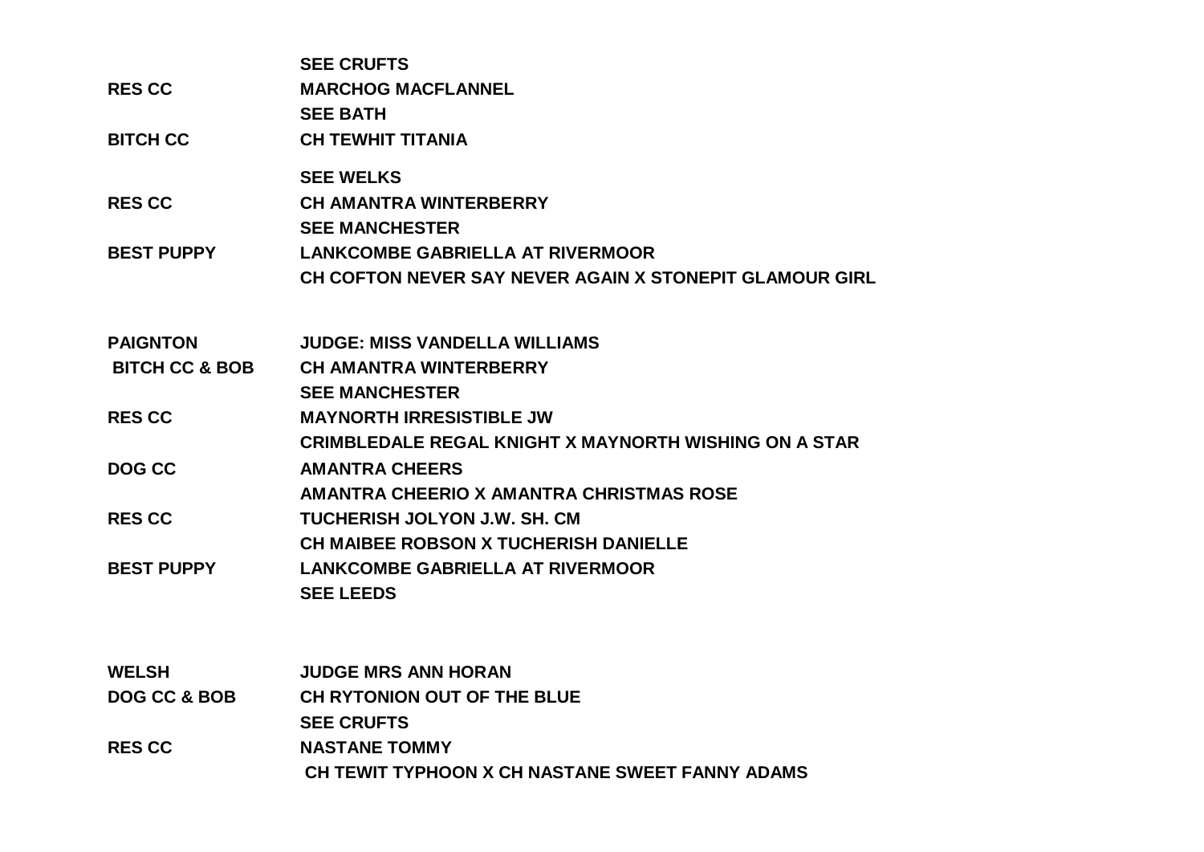| | |
|---|---|
| | **SEE CRUFTS** |
| **RES CC** | **MARCHOG MACFLANNEL** |
| | **SEE BATH** |
| **BITCH CC** | **CH TEWHIT TITANIA** |
| | **SEE WELKS** |
| **RES CC** | **CH AMANTRA WINTERBERRY** |
| | **SEE MANCHESTER** |
| **BEST PUPPY** | **LANKCOMBE GABRIELLA AT RIVERMOOR** |
| | **CH COFTON NEVER SAY NEVER AGAIN X STONEPIT GLAMOUR GIRL** |

| | |
|---|---|
| **PAIGNTON** | **JUDGE: MISS VANDELLA WILLIAMS** |
| **BITCH CC & BOB** | **CH AMANTRA WINTERBERRY** |
| | **SEE MANCHESTER** |
| **RES CC** | **MAYNORTH IRRESISTIBLE JW** |
| | **CRIMBLEDALE REGAL KNIGHT X MAYNORTH WISHING ON A STAR** |
| **DOG CC** | **AMANTRA CHEERS** |
| | **AMANTRA CHEERIO X AMANTRA CHRISTMAS ROSE** |
| **RES CC** | **TUCHERISH JOLYON J.W. SH. CM** |
| | **CH MAIBEE ROBSON X TUCHERISH DANIELLE** |
| **BEST PUPPY** | **LANKCOMBE GABRIELLA AT RIVERMOOR** |
| | **SEE LEEDS** |

| | |
|---|---|
| **WELSH** | **JUDGE MRS ANN HORAN** |
| **DOG CC & BOB** | **CH RYTONION OUT OF THE BLUE** |
| | **SEE CRUFTS** |
| **RES CC** | **NASTANE TOMMY** |
| | **CH TEWIT TYPHOON X CH NASTANE SWEET FANNY ADAMS** |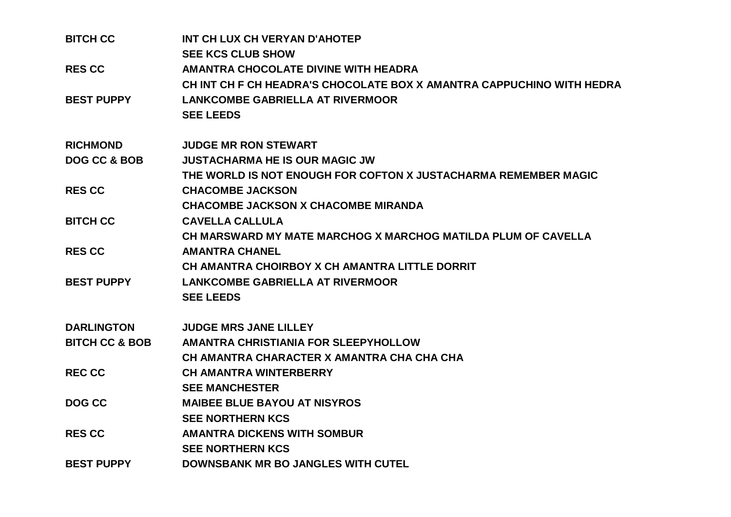| | |
|---|---|
| **BITCH CC** | **INT CH LUX CH VERYAN D'AHOTEP** |
| | **SEE KCS CLUB SHOW** |
| **RES CC** | **AMANTRA CHOCOLATE DIVINE WITH HEADRA** |
| | **CH INT CH F CH HEADRA'S CHOCOLATE BOX X AMANTRA CAPPUCHINO WITH HEDRA** |
| **BEST PUPPY** | **LANKCOMBE GABRIELLA AT RIVERMOOR** |
| | **SEE LEEDS** |
| | |
| **RICHMOND** | **JUDGE MR RON STEWART** |
| **DOG CC & BOB** | **JUSTACHARMA HE IS OUR MAGIC JW** |
| | **THE WORLD IS NOT ENOUGH FOR COFTON X JUSTACHARMA REMEMBER MAGIC** |
| **RES CC** | **CHACOMBE JACKSON** |
| | **CHACOMBE JACKSON X CHACOMBE MIRANDA** |
| **BITCH CC** | **CAVELLA CALLULA** |
| | **CH MARSWARD MY MATE MARCHOG X MARCHOG MATILDA PLUM OF CAVELLA** |
| **RES CC** | **AMANTRA CHANEL** |
| | **CH AMANTRA CHOIRBOY X CH AMANTRA LITTLE DORRIT** |
| **BEST PUPPY** | **LANKCOMBE GABRIELLA AT RIVERMOOR** |
| | **SEE LEEDS** |
| | |
| **DARLINGTON** | **JUDGE MRS JANE LILLEY** |
| **BITCH CC & BOB** | **AMANTRA CHRISTIANIA FOR SLEEPYHOLLOW** |
| | **CH AMANTRA CHARACTER X AMANTRA CHA CHA CHA** |
| **REC CC** | **CH AMANTRA WINTERBERRY** |
| | **SEE MANCHESTER** |
| **DOG CC** | **MAIBEE BLUE BAYOU AT NISYROS** |
| | **SEE NORTHERN KCS** |
| **RES CC** | **AMANTRA DICKENS WITH SOMBUR** |
| | **SEE NORTHERN KCS** |
| **BEST PUPPY** | **DOWNSBANK MR BO JANGLES WITH CUTEL** |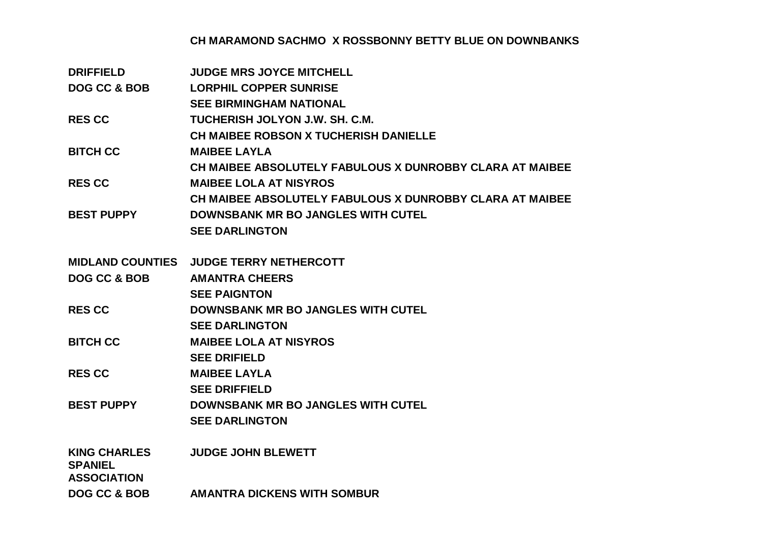CH MARAMOND SACHMO X ROSSBONNY BETTY BLUE ON DOWNBANKS

| | |
|---|---|
| **DRIFFIELD** | **JUDGE MRS JOYCE MITCHELL** |
| **DOG CC & BOB** | **LORPHIL COPPER SUNRISE** |
| | **SEE BIRMINGHAM NATIONAL** |
| **RES CC** | **TUCHERISH JOLYON J.W. SH. C.M.** |
| | **CH MAIBEE ROBSON X TUCHERISH DANIELLE** |
| **BITCH CC** | **MAIBEE LAYLA** |
| | **CH MAIBEE ABSOLUTELY FABULOUS X DUNROBBY CLARA AT MAIBEE** |
| **RES CC** | **MAIBEE LOLA AT NISYROS** |
| | **CH MAIBEE ABSOLUTELY FABULOUS X DUNROBBY CLARA AT MAIBEE** |
| **BEST PUPPY** | **DOWNSBANK MR BO JANGLES WITH CUTEL** |
| | **SEE DARLINGTON** |

| | |
|---|---|
| **MIDLAND COUNTIES** | **JUDGE TERRY NETHERCOTT** |
| **DOG CC & BOB** | **AMANTRA CHEERS** |
| | **SEE PAIGNTON** |
| **RES CC** | **DOWNSBANK MR BO JANGLES WITH CUTEL** |
| | **SEE DARLINGTON** |
| **BITCH CC** | **MAIBEE LOLA AT NISYROS** |
| | **SEE DRIFIELD** |
| **RES CC** | **MAIBEE LAYLA** |
| | **SEE DRIFFIELD** |
| **BEST PUPPY** | **DOWNSBANK MR BO JANGLES WITH CUTEL** |
| | **SEE DARLINGTON** |

| | |
|---|---|
| **KING CHARLES SPANIEL ASSOCIATION** | **JUDGE JOHN BLEWETT** |
| **DOG CC & BOB** | **AMANTRA DICKENS WITH SOMBUR** |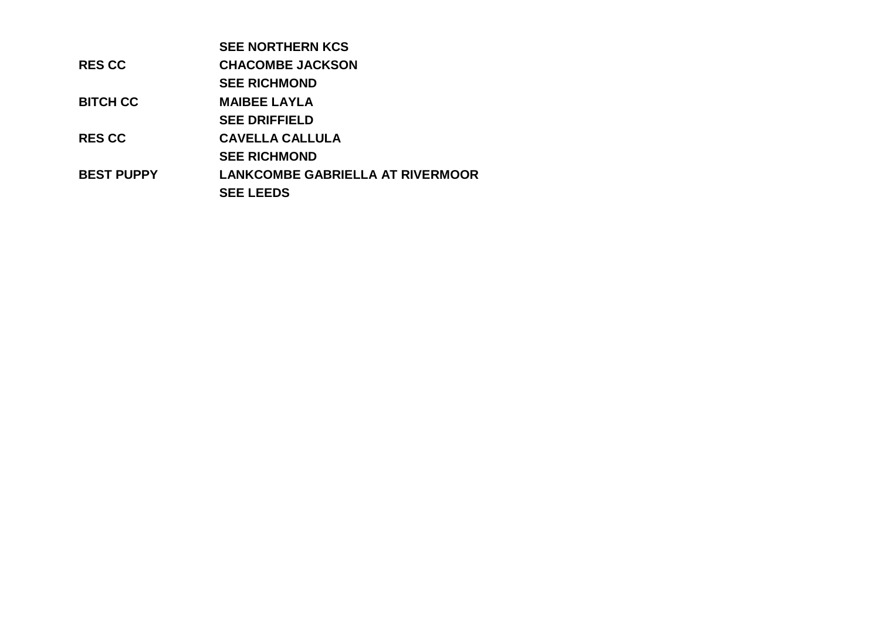| | |
|---|---|
| | **SEE NORTHERN KCS** |
| **RES CC** | **CHACOMBE JACKSON** |
| | **SEE RICHMOND** |
| **BITCH CC** | **MAIBEE LAYLA** |
| | **SEE DRIFFIELD** |
| **RES CC** | **CAVELLA CALLULA** |
| | **SEE RICHMOND** |
| **BEST PUPPY** | **LANKCOMBE GABRIELLA AT RIVERMOOR** |
| | **SEE LEEDS** |